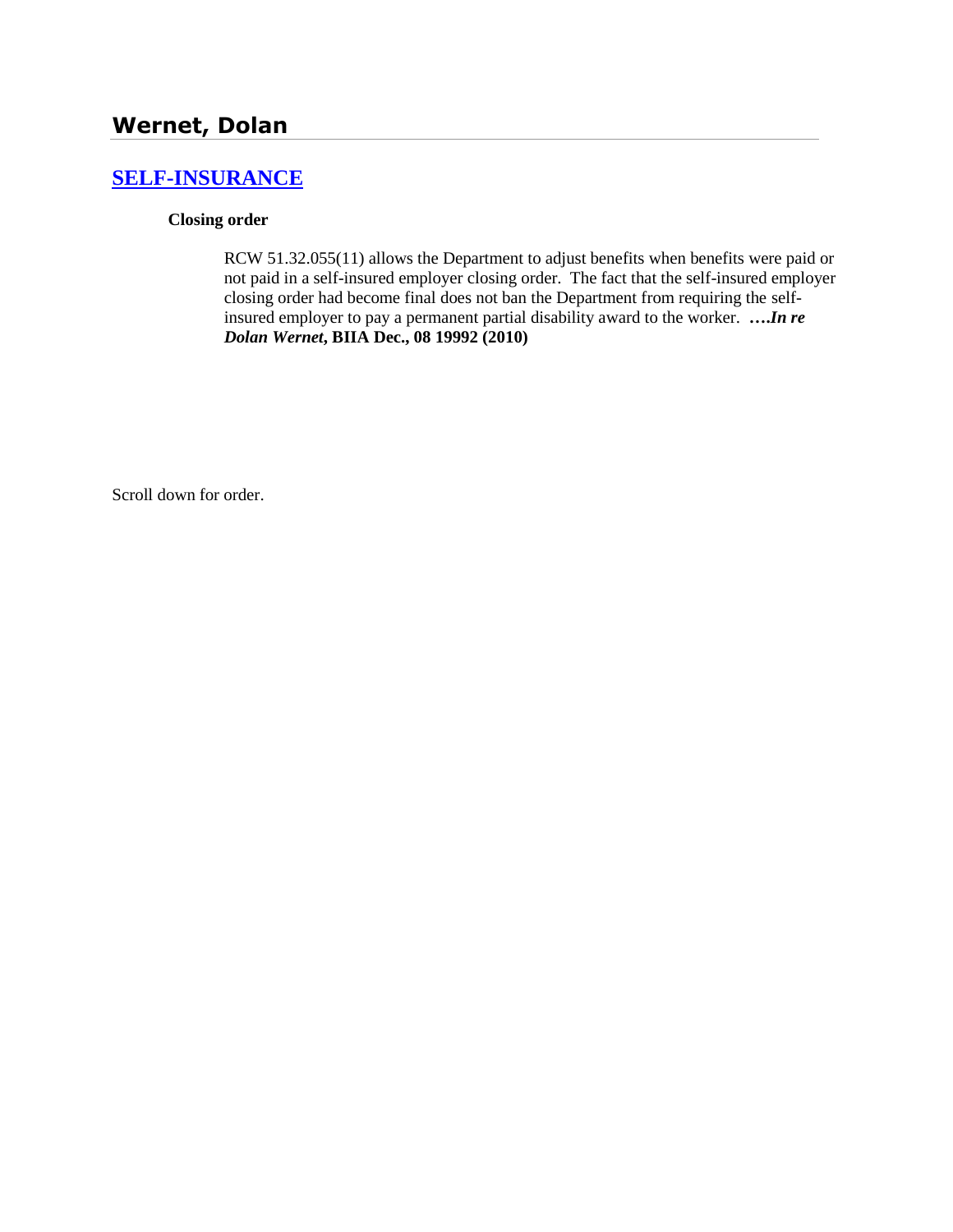## Wernet, Dolan

### SELF-INSURANCE

**Closing order**

RCW 51.32.055(11) allows the Department to adjust benefits when benefits were paid or not paid in a self-insured employer closing order. The fact that the self-insured employer closing order had become final does not ban the Department from requiring the self-insured employer to pay a permanent partial disability award to the worker. **….*In re Dolan Wernet*, BIIA Dec., 08 19992 (2010)**

Scroll down for order.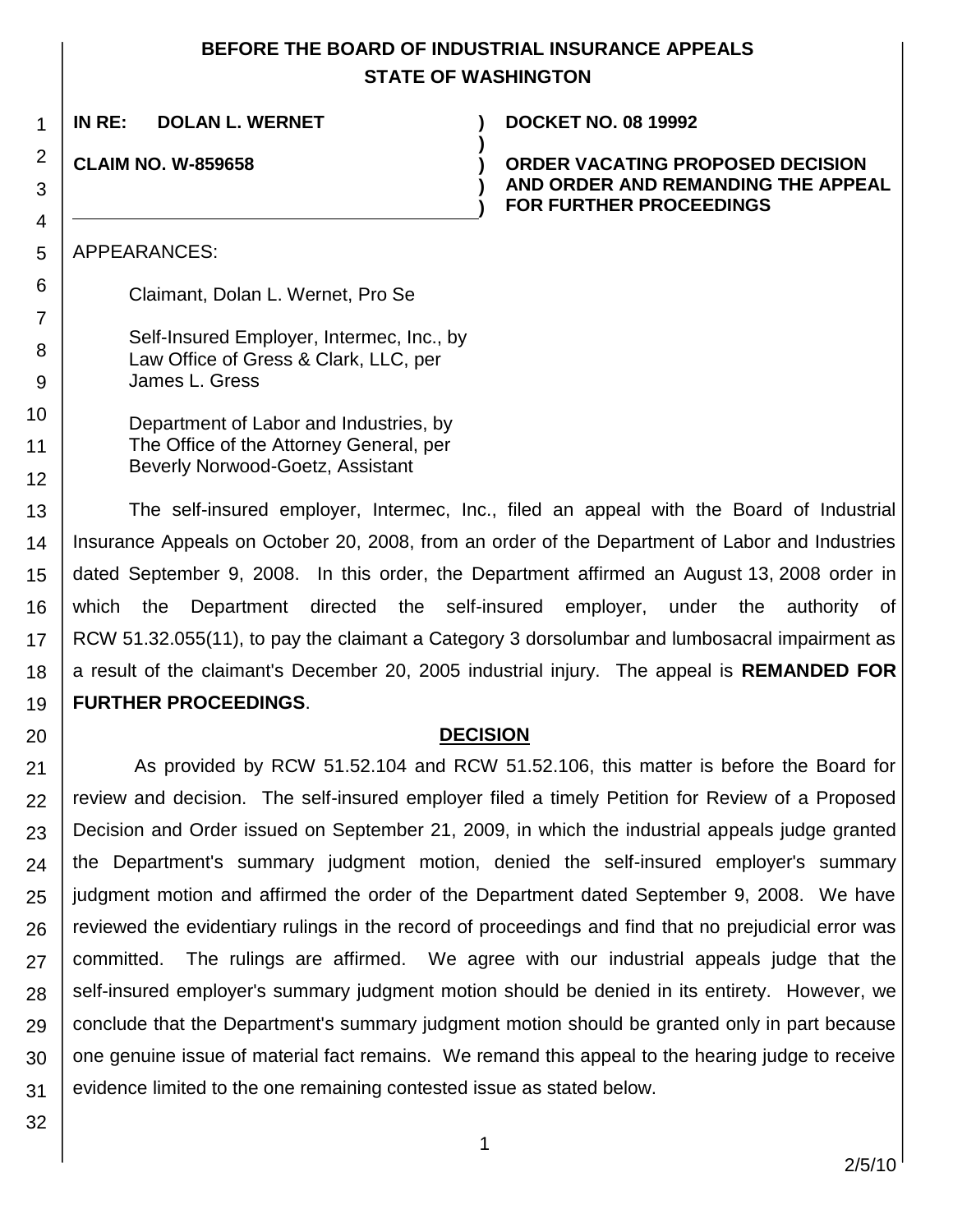**BEFORE THE BOARD OF INDUSTRIAL INSURANCE APPEALS**
**STATE OF WASHINGTON**

**IN RE: DOLAN L. WERNET** ) **DOCKET NO. 08 19992**
)
**CLAIM NO. W-859658** ) **ORDER VACATING PROPOSED DECISION AND ORDER AND REMANDING THE APPEAL FOR FURTHER PROCEEDINGS**

APPEARANCES:

Claimant, Dolan L. Wernet, Pro Se

Self-Insured Employer, Intermec, Inc., by
Law Office of Gress & Clark, LLC, per
James L. Gress

Department of Labor and Industries, by
The Office of the Attorney General, per
Beverly Norwood-Goetz, Assistant

The self-insured employer, Intermec, Inc., filed an appeal with the Board of Industrial Insurance Appeals on October 20, 2008, from an order of the Department of Labor and Industries dated September 9, 2008. In this order, the Department affirmed an August 13, 2008 order in which the Department directed the self-insured employer, under the authority of RCW 51.32.055(11), to pay the claimant a Category 3 dorsolumbar and lumbosacral impairment as a result of the claimant's December 20, 2005 industrial injury. The appeal is **REMANDED FOR FURTHER PROCEEDINGS**.

## DECISION

As provided by RCW 51.52.104 and RCW 51.52.106, this matter is before the Board for review and decision. The self-insured employer filed a timely Petition for Review of a Proposed Decision and Order issued on September 21, 2009, in which the industrial appeals judge granted the Department's summary judgment motion, denied the self-insured employer's summary judgment motion and affirmed the order of the Department dated September 9, 2008. We have reviewed the evidentiary rulings in the record of proceedings and find that no prejudicial error was committed. The rulings are affirmed. We agree with our industrial appeals judge that the self-insured employer's summary judgment motion should be denied in its entirety. However, we conclude that the Department's summary judgment motion should be granted only in part because one genuine issue of material fact remains. We remand this appeal to the hearing judge to receive evidence limited to the one remaining contested issue as stated below.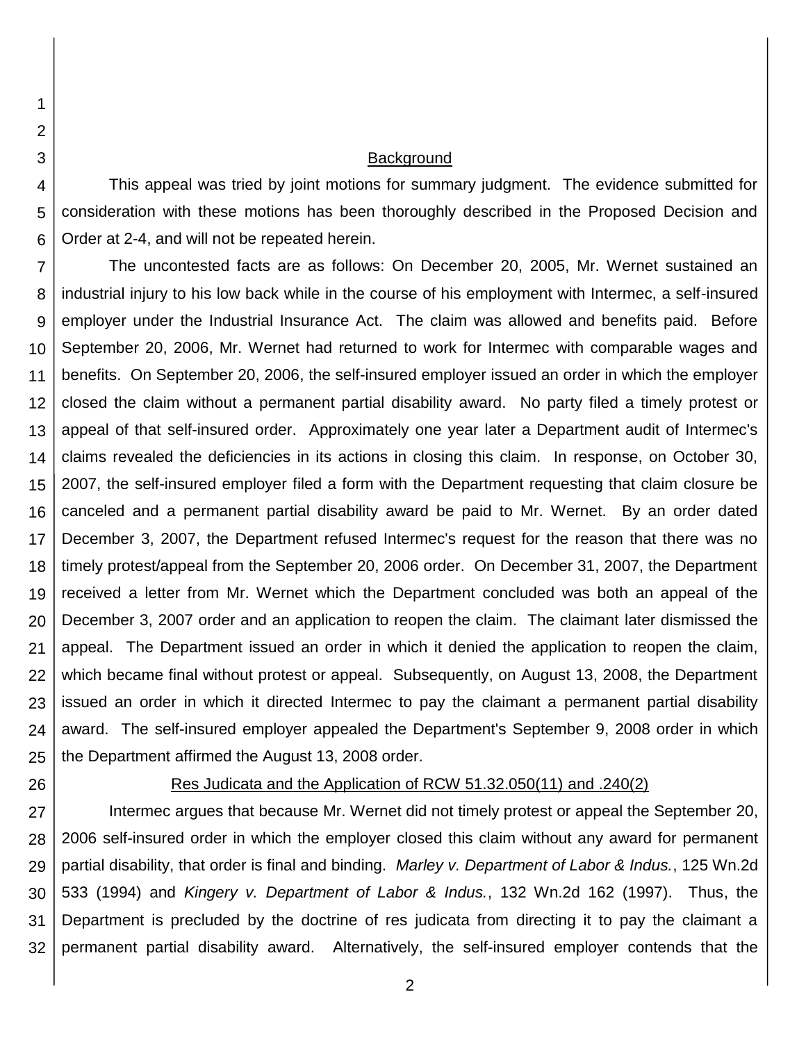## Background

This appeal was tried by joint motions for summary judgment. The evidence submitted for consideration with these motions has been thoroughly described in the Proposed Decision and Order at 2-4, and will not be repeated herein.

The uncontested facts are as follows: On December 20, 2005, Mr. Wernet sustained an industrial injury to his low back while in the course of his employment with Intermec, a self-insured employer under the Industrial Insurance Act. The claim was allowed and benefits paid. Before September 20, 2006, Mr. Wernet had returned to work for Intermec with comparable wages and benefits. On September 20, 2006, the self-insured employer issued an order in which the employer closed the claim without a permanent partial disability award. No party filed a timely protest or appeal of that self-insured order. Approximately one year later a Department audit of Intermec's claims revealed the deficiencies in its actions in closing this claim. In response, on October 30, 2007, the self-insured employer filed a form with the Department requesting that claim closure be canceled and a permanent partial disability award be paid to Mr. Wernet. By an order dated December 3, 2007, the Department refused Intermec's request for the reason that there was no timely protest/appeal from the September 20, 2006 order. On December 31, 2007, the Department received a letter from Mr. Wernet which the Department concluded was both an appeal of the December 3, 2007 order and an application to reopen the claim. The claimant later dismissed the appeal. The Department issued an order in which it denied the application to reopen the claim, which became final without protest or appeal. Subsequently, on August 13, 2008, the Department issued an order in which it directed Intermec to pay the claimant a permanent partial disability award. The self-insured employer appealed the Department's September 9, 2008 order in which the Department affirmed the August 13, 2008 order.

## Res Judicata and the Application of RCW 51.32.050(11) and .240(2)

Intermec argues that because Mr. Wernet did not timely protest or appeal the September 20, 2006 self-insured order in which the employer closed this claim without any award for permanent partial disability, that order is final and binding. *Marley v. Department of Labor & Indus.*, 125 Wn.2d 533 (1994) and *Kingery v. Department of Labor & Indus.*, 132 Wn.2d 162 (1997). Thus, the Department is precluded by the doctrine of res judicata from directing it to pay the claimant a permanent partial disability award. Alternatively, the self-insured employer contends that the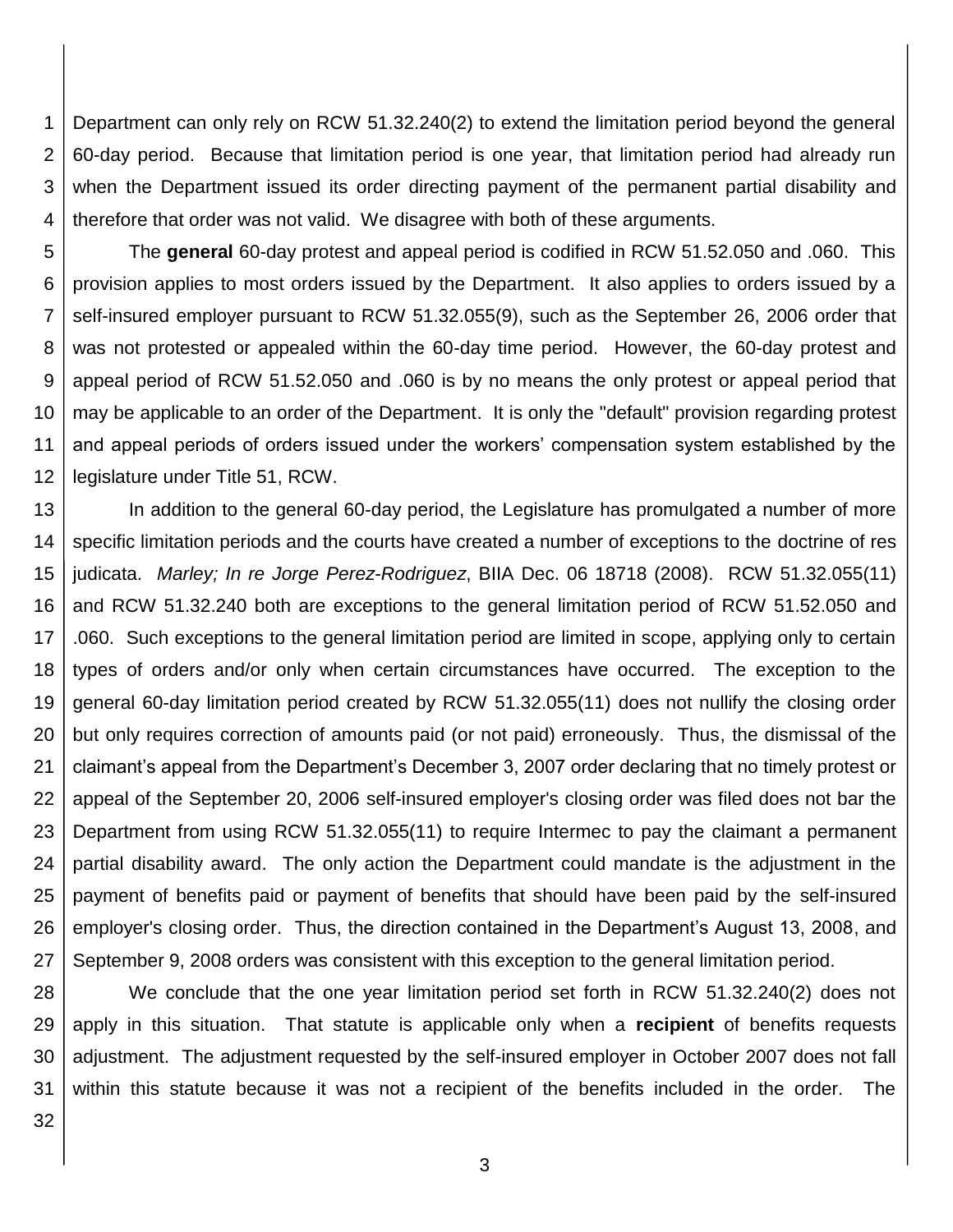Department can only rely on RCW 51.32.240(2) to extend the limitation period beyond the general 60-day period. Because that limitation period is one year, that limitation period had already run when the Department issued its order directing payment of the permanent partial disability and therefore that order was not valid. We disagree with both of these arguments.

The **general** 60-day protest and appeal period is codified in RCW 51.52.050 and .060. This provision applies to most orders issued by the Department. It also applies to orders issued by a self-insured employer pursuant to RCW 51.32.055(9), such as the September 26, 2006 order that was not protested or appealed within the 60-day time period. However, the 60-day protest and appeal period of RCW 51.52.050 and .060 is by no means the only protest or appeal period that may be applicable to an order of the Department. It is only the "default" provision regarding protest and appeal periods of orders issued under the workers' compensation system established by the legislature under Title 51, RCW.

In addition to the general 60-day period, the Legislature has promulgated a number of more specific limitation periods and the courts have created a number of exceptions to the doctrine of res judicata. *Marley; In re Jorge Perez-Rodriguez*, BIIA Dec. 06 18718 (2008). RCW 51.32.055(11) and RCW 51.32.240 both are exceptions to the general limitation period of RCW 51.52.050 and .060. Such exceptions to the general limitation period are limited in scope, applying only to certain types of orders and/or only when certain circumstances have occurred. The exception to the general 60-day limitation period created by RCW 51.32.055(11) does not nullify the closing order but only requires correction of amounts paid (or not paid) erroneously. Thus, the dismissal of the claimant's appeal from the Department's December 3, 2007 order declaring that no timely protest or appeal of the September 20, 2006 self-insured employer's closing order was filed does not bar the Department from using RCW 51.32.055(11) to require Intermec to pay the claimant a permanent partial disability award. The only action the Department could mandate is the adjustment in the payment of benefits paid or payment of benefits that should have been paid by the self-insured employer's closing order. Thus, the direction contained in the Department's August 13, 2008, and September 9, 2008 orders was consistent with this exception to the general limitation period.

We conclude that the one year limitation period set forth in RCW 51.32.240(2) does not apply in this situation. That statute is applicable only when a **recipient** of benefits requests adjustment. The adjustment requested by the self-insured employer in October 2007 does not fall within this statute because it was not a recipient of the benefits included in the order. The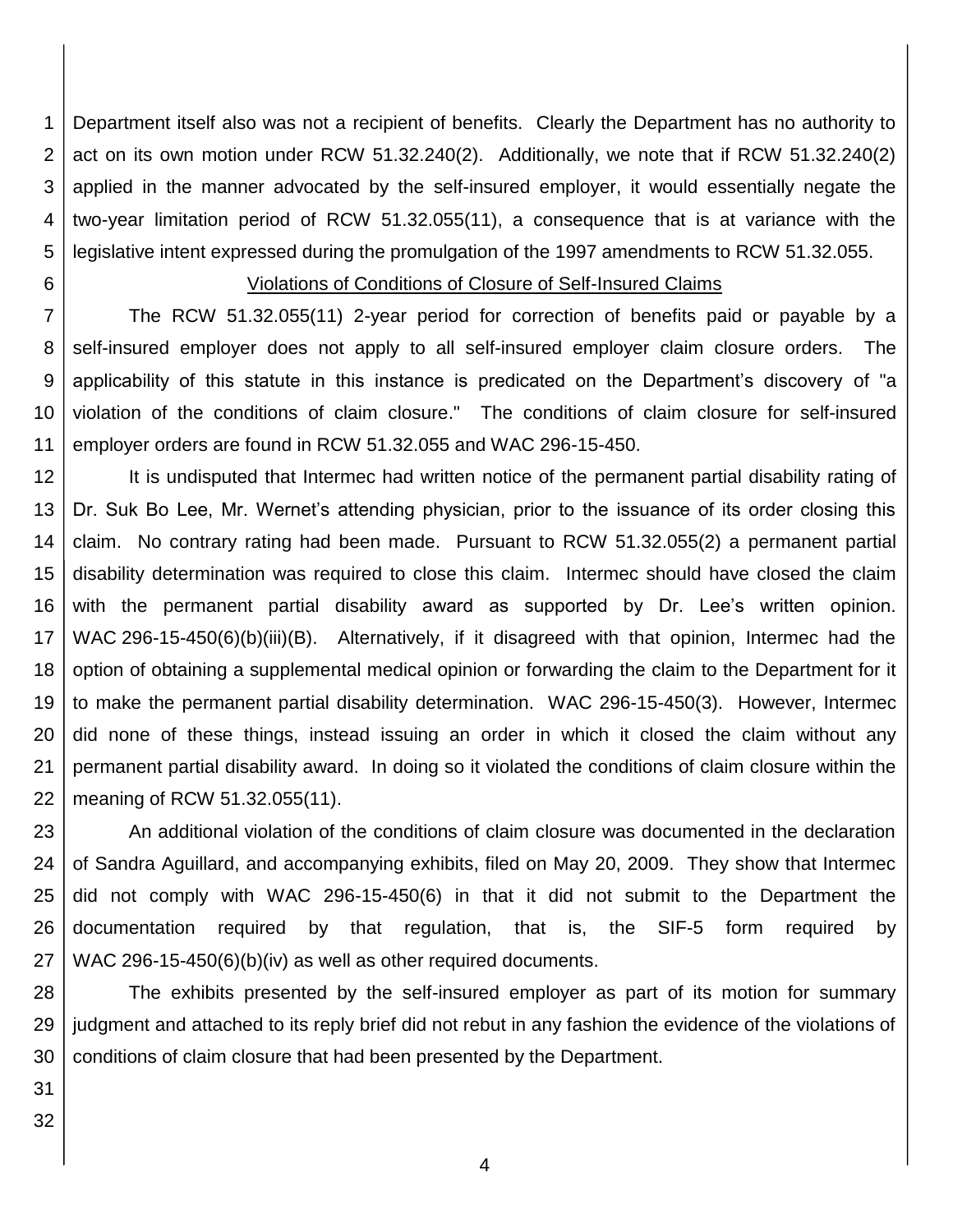Department itself also was not a recipient of benefits. Clearly the Department has no authority to act on its own motion under RCW 51.32.240(2). Additionally, we note that if RCW 51.32.240(2) applied in the manner advocated by the self-insured employer, it would essentially negate the two-year limitation period of RCW 51.32.055(11), a consequence that is at variance with the legislative intent expressed during the promulgation of the 1997 amendments to RCW 51.32.055.

<u>Violations of Conditions of Closure of Self-Insured Claims</u>

The RCW 51.32.055(11) 2-year period for correction of benefits paid or payable by a self-insured employer does not apply to all self-insured employer claim closure orders. The applicability of this statute in this instance is predicated on the Department's discovery of "a violation of the conditions of claim closure." The conditions of claim closure for self-insured employer orders are found in RCW 51.32.055 and WAC 296-15-450.

It is undisputed that Intermec had written notice of the permanent partial disability rating of Dr. Suk Bo Lee, Mr. Wernet's attending physician, prior to the issuance of its order closing this claim. No contrary rating had been made. Pursuant to RCW 51.32.055(2) a permanent partial disability determination was required to close this claim. Intermec should have closed the claim with the permanent partial disability award as supported by Dr. Lee's written opinion. WAC 296-15-450(6)(b)(iii)(B). Alternatively, if it disagreed with that opinion, Intermec had the option of obtaining a supplemental medical opinion or forwarding the claim to the Department for it to make the permanent partial disability determination. WAC 296-15-450(3). However, Intermec did none of these things, instead issuing an order in which it closed the claim without any permanent partial disability award. In doing so it violated the conditions of claim closure within the meaning of RCW 51.32.055(11).

An additional violation of the conditions of claim closure was documented in the declaration of Sandra Aguillard, and accompanying exhibits, filed on May 20, 2009. They show that Intermec did not comply with WAC 296-15-450(6) in that it did not submit to the Department the documentation required by that regulation, that is, the SIF-5 form required by WAC 296-15-450(6)(b)(iv) as well as other required documents.

The exhibits presented by the self-insured employer as part of its motion for summary judgment and attached to its reply brief did not rebut in any fashion the evidence of the violations of conditions of claim closure that had been presented by the Department.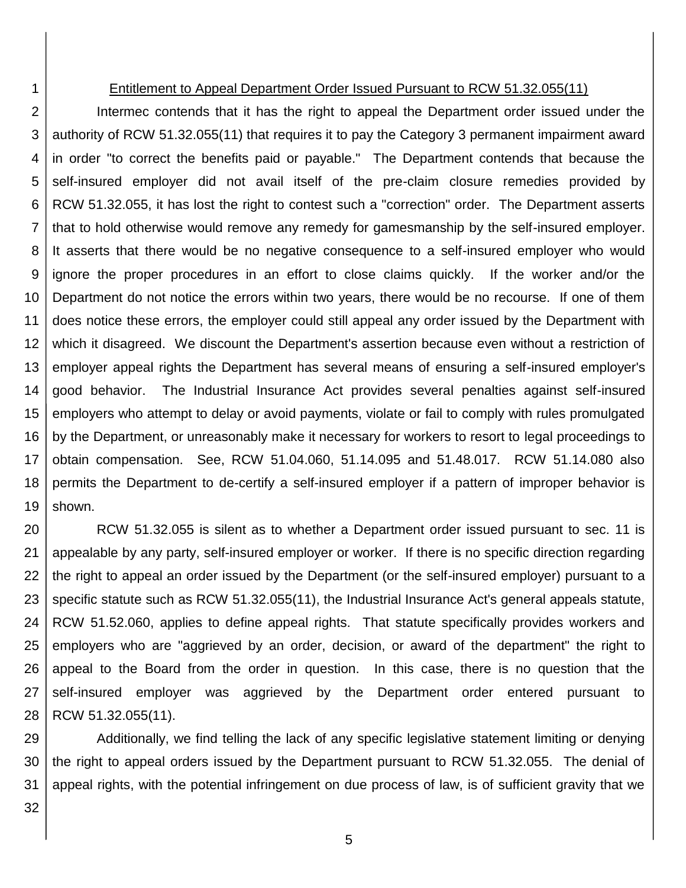<u>Entitlement to Appeal Department Order Issued Pursuant to RCW 51.32.055(11)</u>

Intermec contends that it has the right to appeal the Department order issued under the authority of RCW 51.32.055(11) that requires it to pay the Category 3 permanent impairment award in order "to correct the benefits paid or payable." The Department contends that because the self-insured employer did not avail itself of the pre-claim closure remedies provided by RCW 51.32.055, it has lost the right to contest such a "correction" order. The Department asserts that to hold otherwise would remove any remedy for gamesmanship by the self-insured employer. It asserts that there would be no negative consequence to a self-insured employer who would ignore the proper procedures in an effort to close claims quickly. If the worker and/or the Department do not notice the errors within two years, there would be no recourse. If one of them does notice these errors, the employer could still appeal any order issued by the Department with which it disagreed. We discount the Department's assertion because even without a restriction of employer appeal rights the Department has several means of ensuring a self-insured employer's good behavior. The Industrial Insurance Act provides several penalties against self-insured employers who attempt to delay or avoid payments, violate or fail to comply with rules promulgated by the Department, or unreasonably make it necessary for workers to resort to legal proceedings to obtain compensation. See, RCW 51.04.060, 51.14.095 and 51.48.017. RCW 51.14.080 also permits the Department to de-certify a self-insured employer if a pattern of improper behavior is shown.

RCW 51.32.055 is silent as to whether a Department order issued pursuant to sec. 11 is appealable by any party, self-insured employer or worker. If there is no specific direction regarding the right to appeal an order issued by the Department (or the self-insured employer) pursuant to a specific statute such as RCW 51.32.055(11), the Industrial Insurance Act's general appeals statute, RCW 51.52.060, applies to define appeal rights. That statute specifically provides workers and employers who are "aggrieved by an order, decision, or award of the department" the right to appeal to the Board from the order in question. In this case, there is no question that the self-insured employer was aggrieved by the Department order entered pursuant to RCW 51.32.055(11).

Additionally, we find telling the lack of any specific legislative statement limiting or denying the right to appeal orders issued by the Department pursuant to RCW 51.32.055. The denial of appeal rights, with the potential infringement on due process of law, is of sufficient gravity that we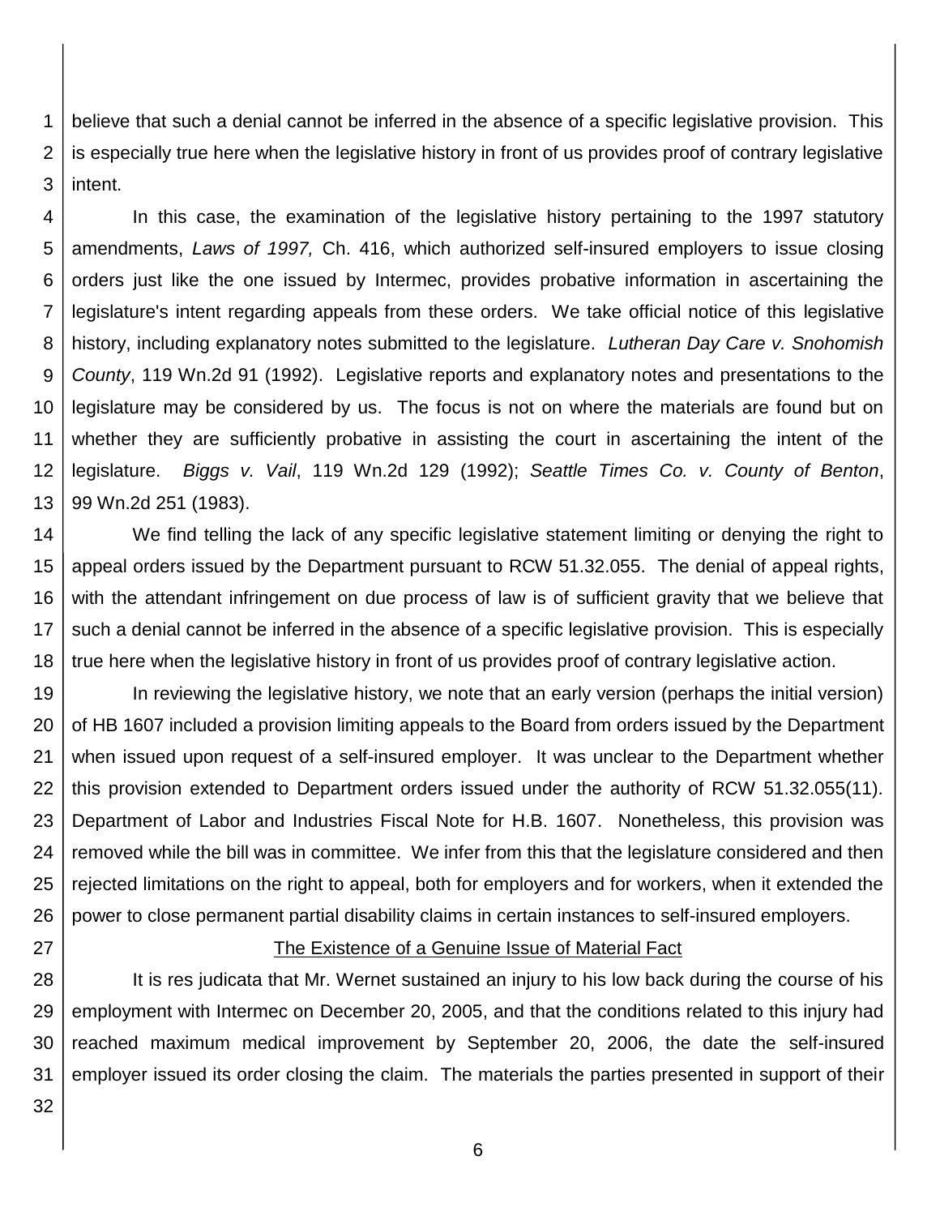believe that such a denial cannot be inferred in the absence of a specific legislative provision. This is especially true here when the legislative history in front of us provides proof of contrary legislative intent.

In this case, the examination of the legislative history pertaining to the 1997 statutory amendments, *Laws of 1997,* Ch. 416, which authorized self-insured employers to issue closing orders just like the one issued by Intermec, provides probative information in ascertaining the legislature's intent regarding appeals from these orders. We take official notice of this legislative history, including explanatory notes submitted to the legislature. *Lutheran Day Care v. Snohomish County*, 119 Wn.2d 91 (1992). Legislative reports and explanatory notes and presentations to the legislature may be considered by us. The focus is not on where the materials are found but on whether they are sufficiently probative in assisting the court in ascertaining the intent of the legislature. *Biggs v. Vail*, 119 Wn.2d 129 (1992); *Seattle Times Co. v. County of Benton*, 99 Wn.2d 251 (1983).

We find telling the lack of any specific legislative statement limiting or denying the right to appeal orders issued by the Department pursuant to RCW 51.32.055. The denial of appeal rights, with the attendant infringement on due process of law is of sufficient gravity that we believe that such a denial cannot be inferred in the absence of a specific legislative provision. This is especially true here when the legislative history in front of us provides proof of contrary legislative action.

In reviewing the legislative history, we note that an early version (perhaps the initial version) of HB 1607 included a provision limiting appeals to the Board from orders issued by the Department when issued upon request of a self-insured employer. It was unclear to the Department whether this provision extended to Department orders issued under the authority of RCW 51.32.055(11). Department of Labor and Industries Fiscal Note for H.B. 1607. Nonetheless, this provision was removed while the bill was in committee. We infer from this that the legislature considered and then rejected limitations on the right to appeal, both for employers and for workers, when it extended the power to close permanent partial disability claims in certain instances to self-insured employers.

## The Existence of a Genuine Issue of Material Fact

It is res judicata that Mr. Wernet sustained an injury to his low back during the course of his employment with Intermec on December 20, 2005, and that the conditions related to this injury had reached maximum medical improvement by September 20, 2006, the date the self-insured employer issued its order closing the claim. The materials the parties presented in support of their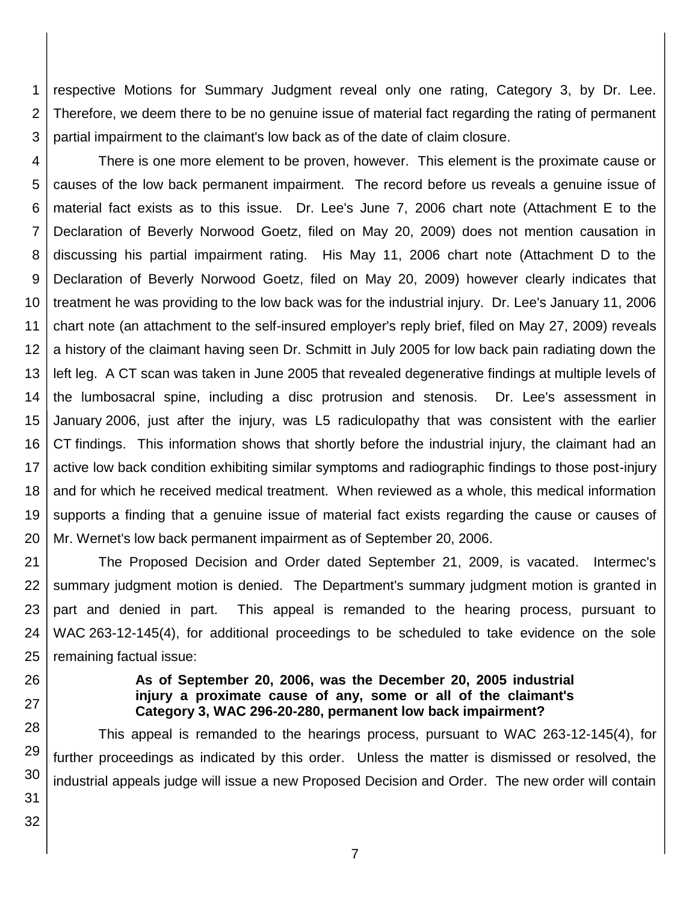respective Motions for Summary Judgment reveal only one rating, Category 3, by Dr. Lee. Therefore, we deem there to be no genuine issue of material fact regarding the rating of permanent partial impairment to the claimant's low back as of the date of claim closure.

There is one more element to be proven, however. This element is the proximate cause or causes of the low back permanent impairment. The record before us reveals a genuine issue of material fact exists as to this issue. Dr. Lee's June 7, 2006 chart note (Attachment E to the Declaration of Beverly Norwood Goetz, filed on May 20, 2009) does not mention causation in discussing his partial impairment rating. His May 11, 2006 chart note (Attachment D to the Declaration of Beverly Norwood Goetz, filed on May 20, 2009) however clearly indicates that treatment he was providing to the low back was for the industrial injury. Dr. Lee's January 11, 2006 chart note (an attachment to the self-insured employer's reply brief, filed on May 27, 2009) reveals a history of the claimant having seen Dr. Schmitt in July 2005 for low back pain radiating down the left leg. A CT scan was taken in June 2005 that revealed degenerative findings at multiple levels of the lumbosacral spine, including a disc protrusion and stenosis. Dr. Lee's assessment in January 2006, just after the injury, was L5 radiculopathy that was consistent with the earlier CT findings. This information shows that shortly before the industrial injury, the claimant had an active low back condition exhibiting similar symptoms and radiographic findings to those post-injury and for which he received medical treatment. When reviewed as a whole, this medical information supports a finding that a genuine issue of material fact exists regarding the cause or causes of Mr. Wernet's low back permanent impairment as of September 20, 2006.

The Proposed Decision and Order dated September 21, 2009, is vacated. Intermec's summary judgment motion is denied. The Department's summary judgment motion is granted in part and denied in part. This appeal is remanded to the hearing process, pursuant to WAC 263-12-145(4), for additional proceedings to be scheduled to take evidence on the sole remaining factual issue:

**As of September 20, 2006, was the December 20, 2005 industrial injury a proximate cause of any, some or all of the claimant's Category 3, WAC 296-20-280, permanent low back impairment?**

This appeal is remanded to the hearings process, pursuant to WAC 263-12-145(4), for further proceedings as indicated by this order. Unless the matter is dismissed or resolved, the industrial appeals judge will issue a new Proposed Decision and Order. The new order will contain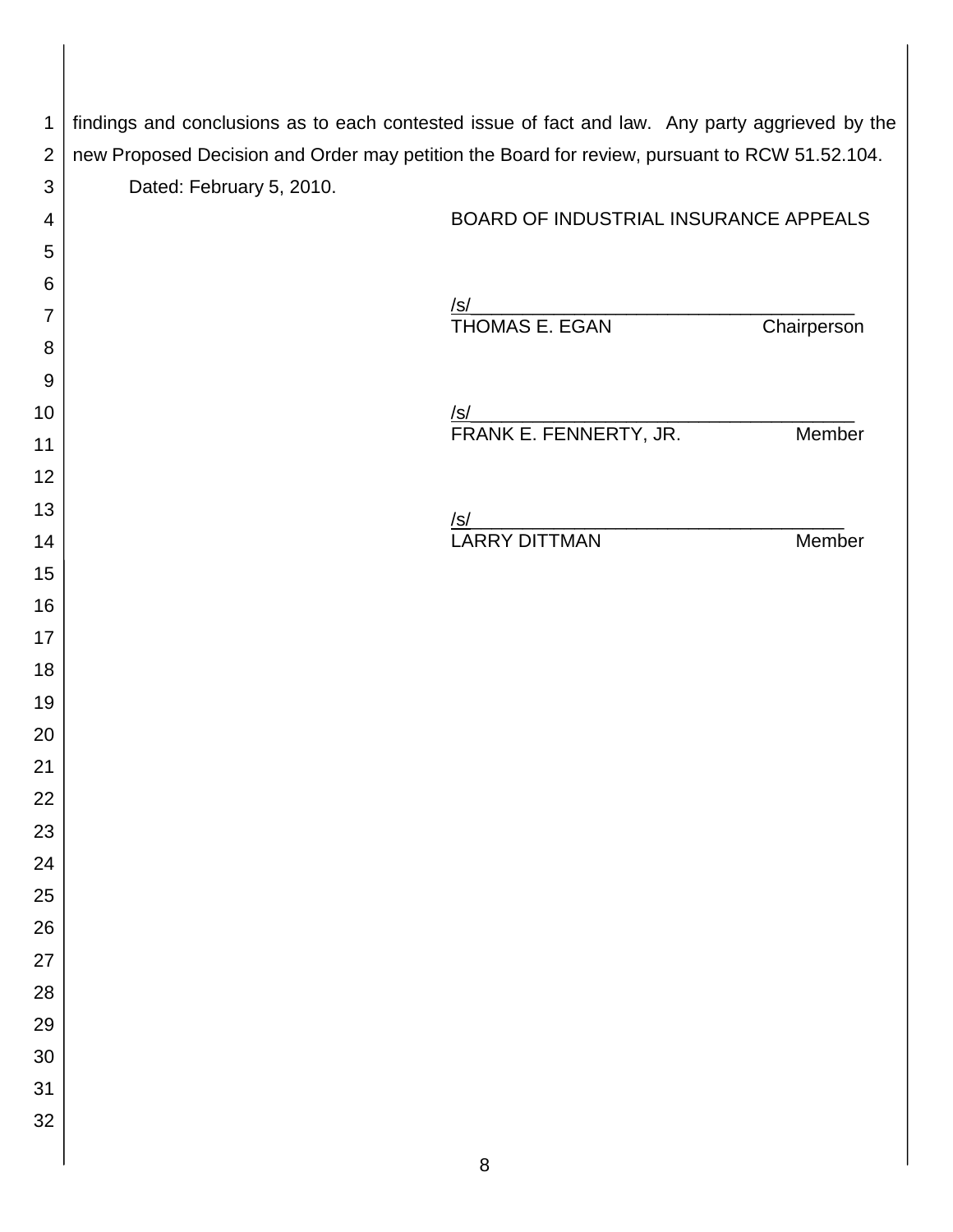findings and conclusions as to each contested issue of fact and law. Any party aggrieved by the new Proposed Decision and Order may petition the Board for review, pursuant to RCW 51.52.104.

Dated: February 5, 2010.

BOARD OF INDUSTRIAL INSURANCE APPEALS

/s/
THOMAS E. EGAN, Chairperson

/s/
FRANK E. FENNERTY, JR., Member

/s/
LARRY DITTMAN, Member